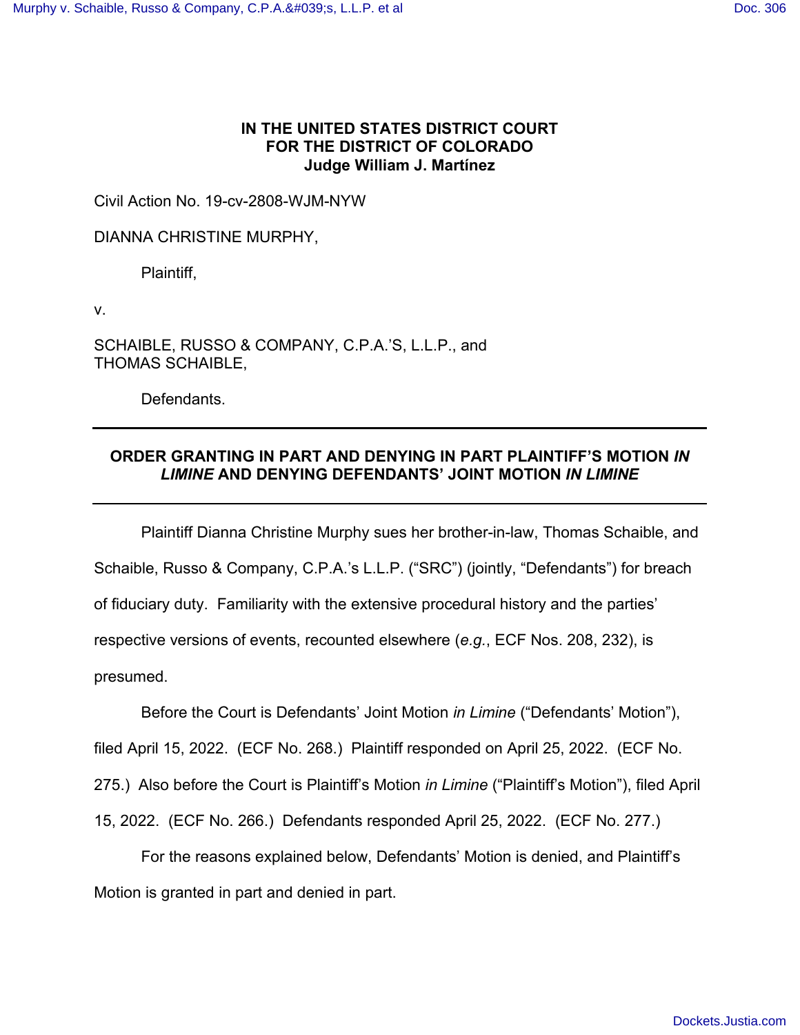**IN THE UNITED STATES DISTRICT COURT**
**FOR THE DISTRICT OF COLORADO**
**Judge William J. Martínez**

Civil Action No. 19-cv-2808-WJM-NYW

DIANNA CHRISTINE MURPHY,

Plaintiff,

v.

SCHAIBLE, RUSSO & COMPANY, C.P.A.'S, L.L.P., and
THOMAS SCHAIBLE,

Defendants.

---

**ORDER GRANTING IN PART AND DENYING IN PART PLAINTIFF'S MOTION *IN LIMINE* AND DENYING DEFENDANTS' JOINT MOTION *IN LIMINE***

---

Plaintiff Dianna Christine Murphy sues her brother-in-law, Thomas Schaible, and Schaible, Russo & Company, C.P.A.'s L.L.P. ("SRC") (jointly, "Defendants") for breach of fiduciary duty. Familiarity with the extensive procedural history and the parties' respective versions of events, recounted elsewhere (*e.g.*, ECF Nos. 208, 232), is presumed.

Before the Court is Defendants' Joint Motion *in Limine* ("Defendants' Motion"), filed April 15, 2022. (ECF No. 268.) Plaintiff responded on April 25, 2022. (ECF No. 275.) Also before the Court is Plaintiff's Motion *in Limine* ("Plaintiff's Motion"), filed April 15, 2022. (ECF No. 266.) Defendants responded April 25, 2022. (ECF No. 277.)

For the reasons explained below, Defendants' Motion is denied, and Plaintiff's Motion is granted in part and denied in part.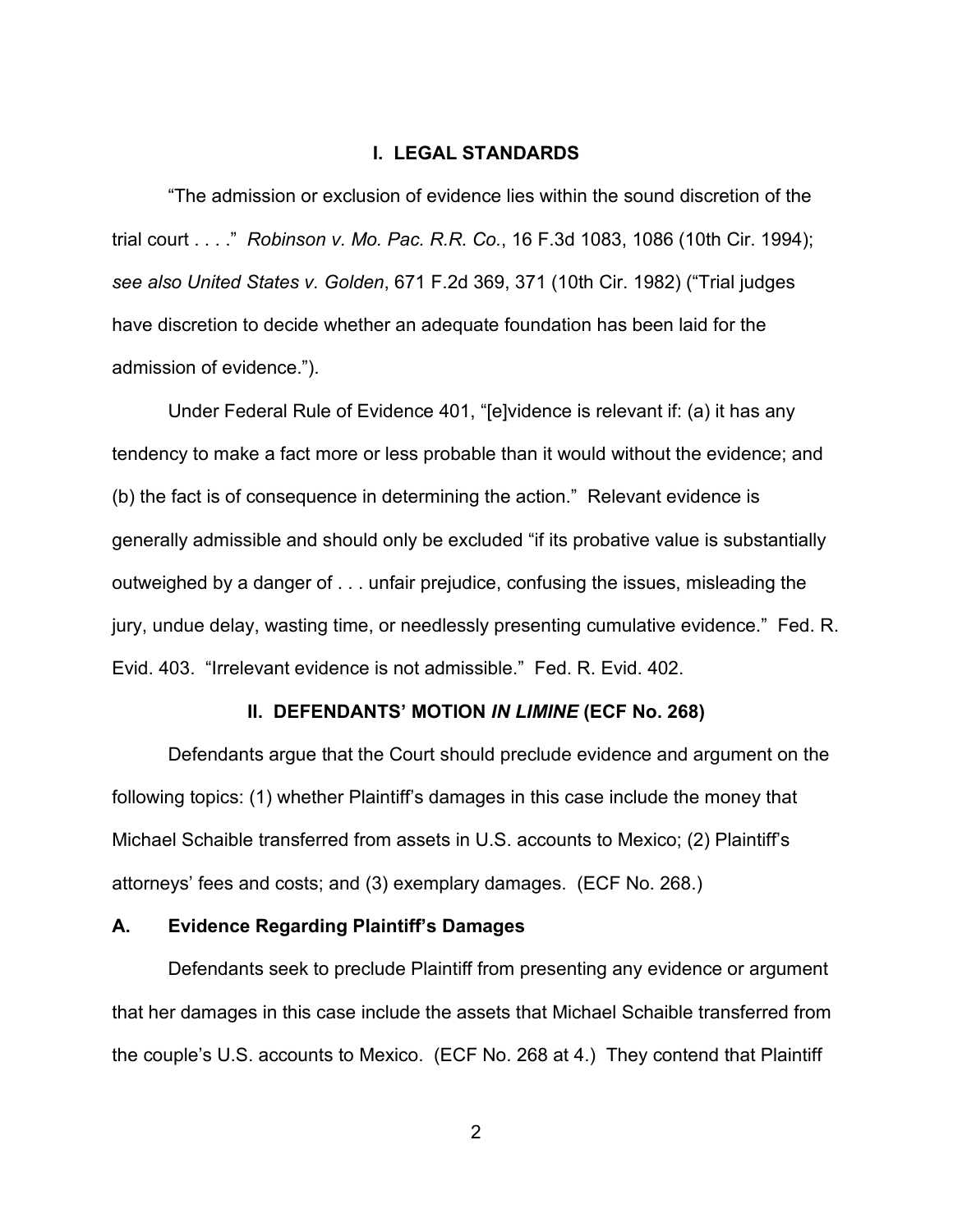## I. LEGAL STANDARDS

"The admission or exclusion of evidence lies within the sound discretion of the trial court . . . ." *Robinson v. Mo. Pac. R.R. Co.*, 16 F.3d 1083, 1086 (10th Cir. 1994); *see also United States v. Golden*, 671 F.2d 369, 371 (10th Cir. 1982) ("Trial judges have discretion to decide whether an adequate foundation has been laid for the admission of evidence.").

Under Federal Rule of Evidence 401, "[e]vidence is relevant if: (a) it has any tendency to make a fact more or less probable than it would without the evidence; and (b) the fact is of consequence in determining the action." Relevant evidence is generally admissible and should only be excluded "if its probative value is substantially outweighed by a danger of . . . unfair prejudice, confusing the issues, misleading the jury, undue delay, wasting time, or needlessly presenting cumulative evidence." Fed. R. Evid. 403. "Irrelevant evidence is not admissible." Fed. R. Evid. 402.

## II. DEFENDANTS' MOTION *IN LIMINE* (ECF No. 268)

Defendants argue that the Court should preclude evidence and argument on the following topics: (1) whether Plaintiff's damages in this case include the money that Michael Schaible transferred from assets in U.S. accounts to Mexico; (2) Plaintiff's attorneys' fees and costs; and (3) exemplary damages. (ECF No. 268.)

### A. Evidence Regarding Plaintiff's Damages

Defendants seek to preclude Plaintiff from presenting any evidence or argument that her damages in this case include the assets that Michael Schaible transferred from the couple's U.S. accounts to Mexico. (ECF No. 268 at 4.) They contend that Plaintiff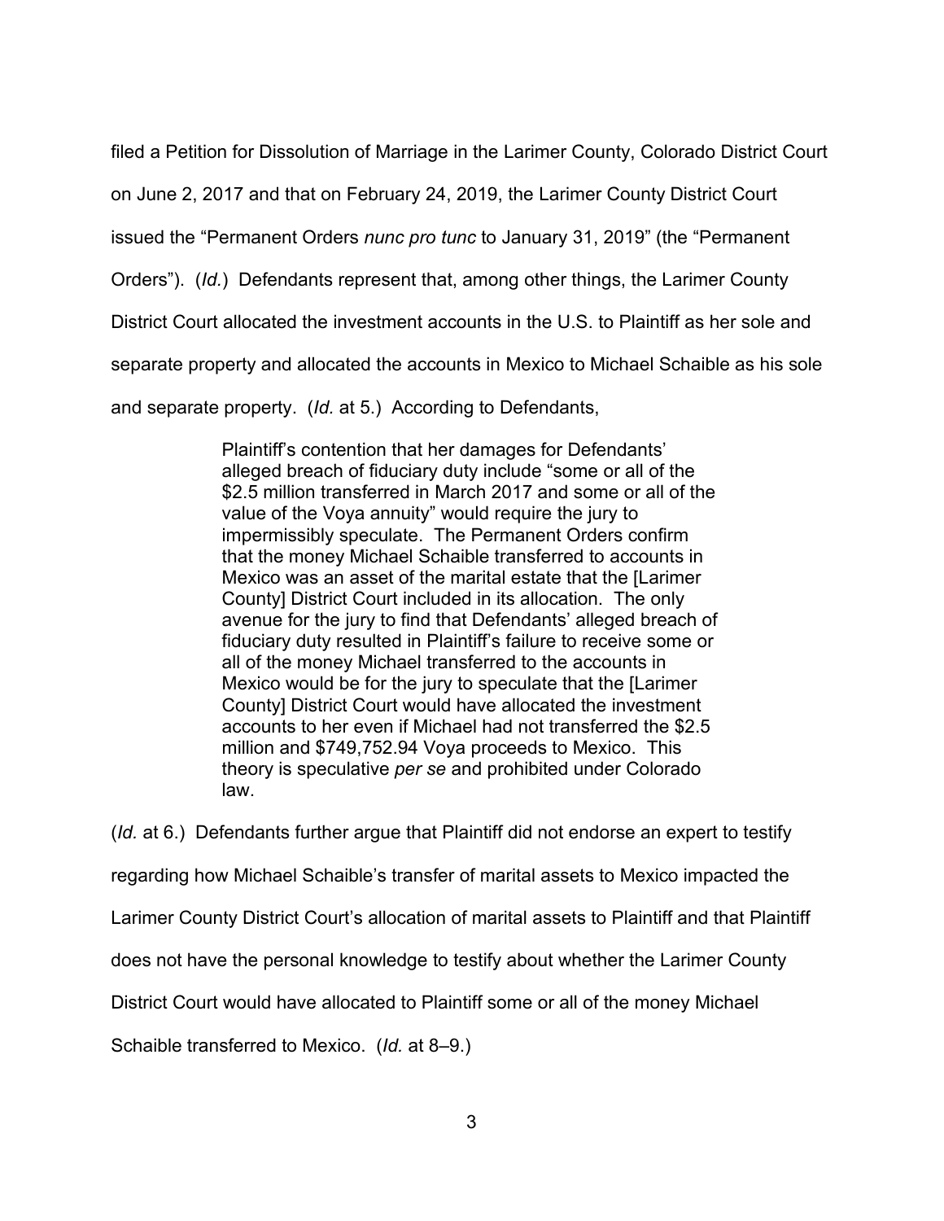filed a Petition for Dissolution of Marriage in the Larimer County, Colorado District Court on June 2, 2017 and that on February 24, 2019, the Larimer County District Court issued the "Permanent Orders *nunc pro tunc* to January 31, 2019" (the "Permanent Orders"). (*Id.*) Defendants represent that, among other things, the Larimer County District Court allocated the investment accounts in the U.S. to Plaintiff as her sole and separate property and allocated the accounts in Mexico to Michael Schaible as his sole and separate property. (*Id.* at 5.) According to Defendants,

> Plaintiff's contention that her damages for Defendants' alleged breach of fiduciary duty include "some or all of the $2.5 million transferred in March 2017 and some or all of the value of the Voya annuity" would require the jury to impermissibly speculate. The Permanent Orders confirm that the money Michael Schaible transferred to accounts in Mexico was an asset of the marital estate that the [Larimer County] District Court included in its allocation. The only avenue for the jury to find that Defendants' alleged breach of fiduciary duty resulted in Plaintiff's failure to receive some or all of the money Michael transferred to the accounts in Mexico would be for the jury to speculate that the [Larimer County] District Court would have allocated the investment accounts to her even if Michael had not transferred the $2.5 million and $749,752.94 Voya proceeds to Mexico. This theory is speculative *per se* and prohibited under Colorado law.

(*Id.* at 6.) Defendants further argue that Plaintiff did not endorse an expert to testify regarding how Michael Schaible's transfer of marital assets to Mexico impacted the Larimer County District Court's allocation of marital assets to Plaintiff and that Plaintiff does not have the personal knowledge to testify about whether the Larimer County District Court would have allocated to Plaintiff some or all of the money Michael Schaible transferred to Mexico. (*Id.* at 8–9.)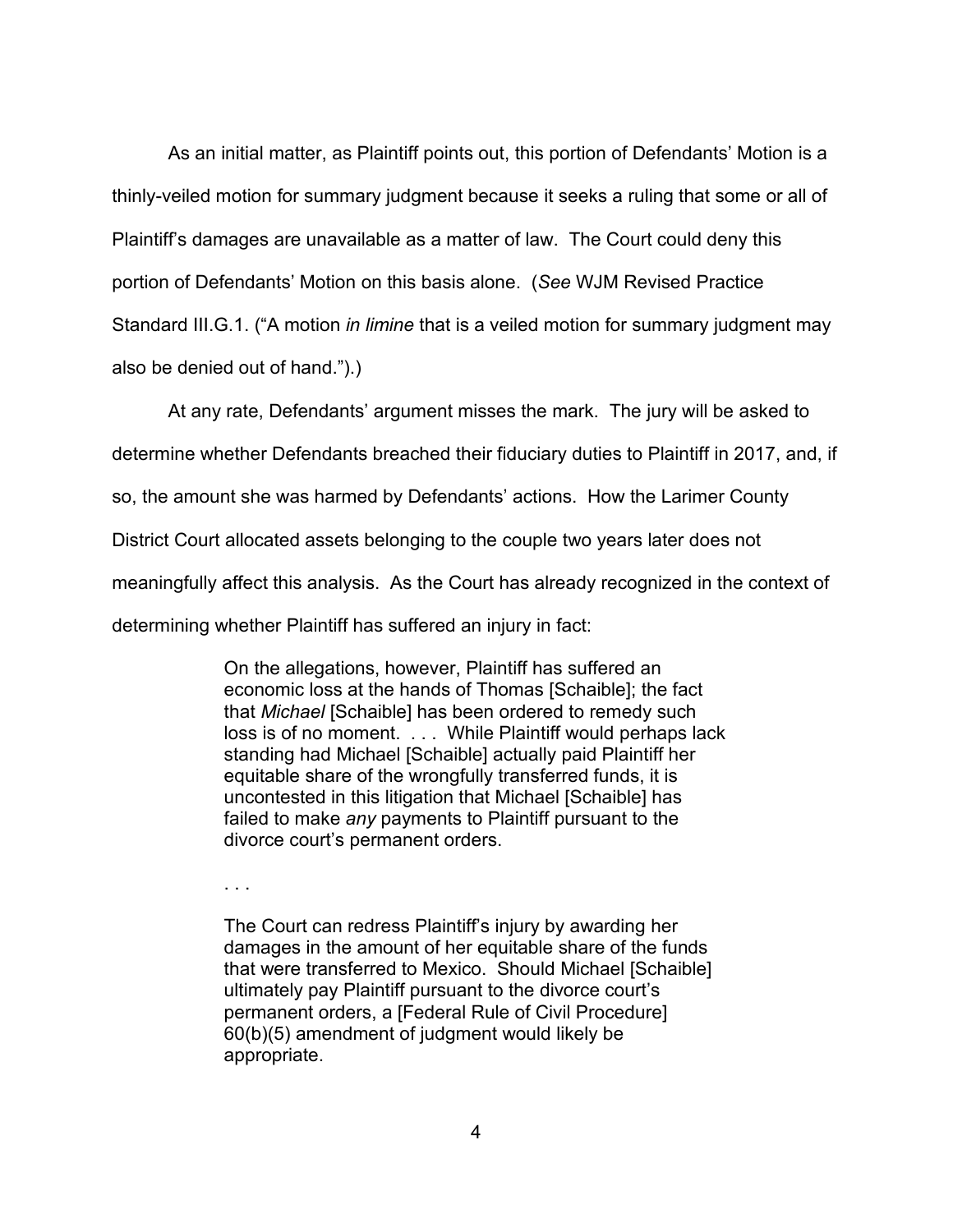As an initial matter, as Plaintiff points out, this portion of Defendants' Motion is a thinly-veiled motion for summary judgment because it seeks a ruling that some or all of Plaintiff's damages are unavailable as a matter of law. The Court could deny this portion of Defendants' Motion on this basis alone. (*See* WJM Revised Practice Standard III.G.1. ("A motion *in limine* that is a veiled motion for summary judgment may also be denied out of hand.").)

At any rate, Defendants' argument misses the mark. The jury will be asked to determine whether Defendants breached their fiduciary duties to Plaintiff in 2017, and, if so, the amount she was harmed by Defendants' actions. How the Larimer County District Court allocated assets belonging to the couple two years later does not meaningfully affect this analysis. As the Court has already recognized in the context of determining whether Plaintiff has suffered an injury in fact:

> On the allegations, however, Plaintiff has suffered an economic loss at the hands of Thomas [Schaible]; the fact that *Michael* [Schaible] has been ordered to remedy such loss is of no moment. . . . While Plaintiff would perhaps lack standing had Michael [Schaible] actually paid Plaintiff her equitable share of the wrongfully transferred funds, it is uncontested in this litigation that Michael [Schaible] has failed to make *any* payments to Plaintiff pursuant to the divorce court's permanent orders.
>
> . . .
>
> The Court can redress Plaintiff's injury by awarding her damages in the amount of her equitable share of the funds that were transferred to Mexico. Should Michael [Schaible] ultimately pay Plaintiff pursuant to the divorce court's permanent orders, a [Federal Rule of Civil Procedure] 60(b)(5) amendment of judgment would likely be appropriate.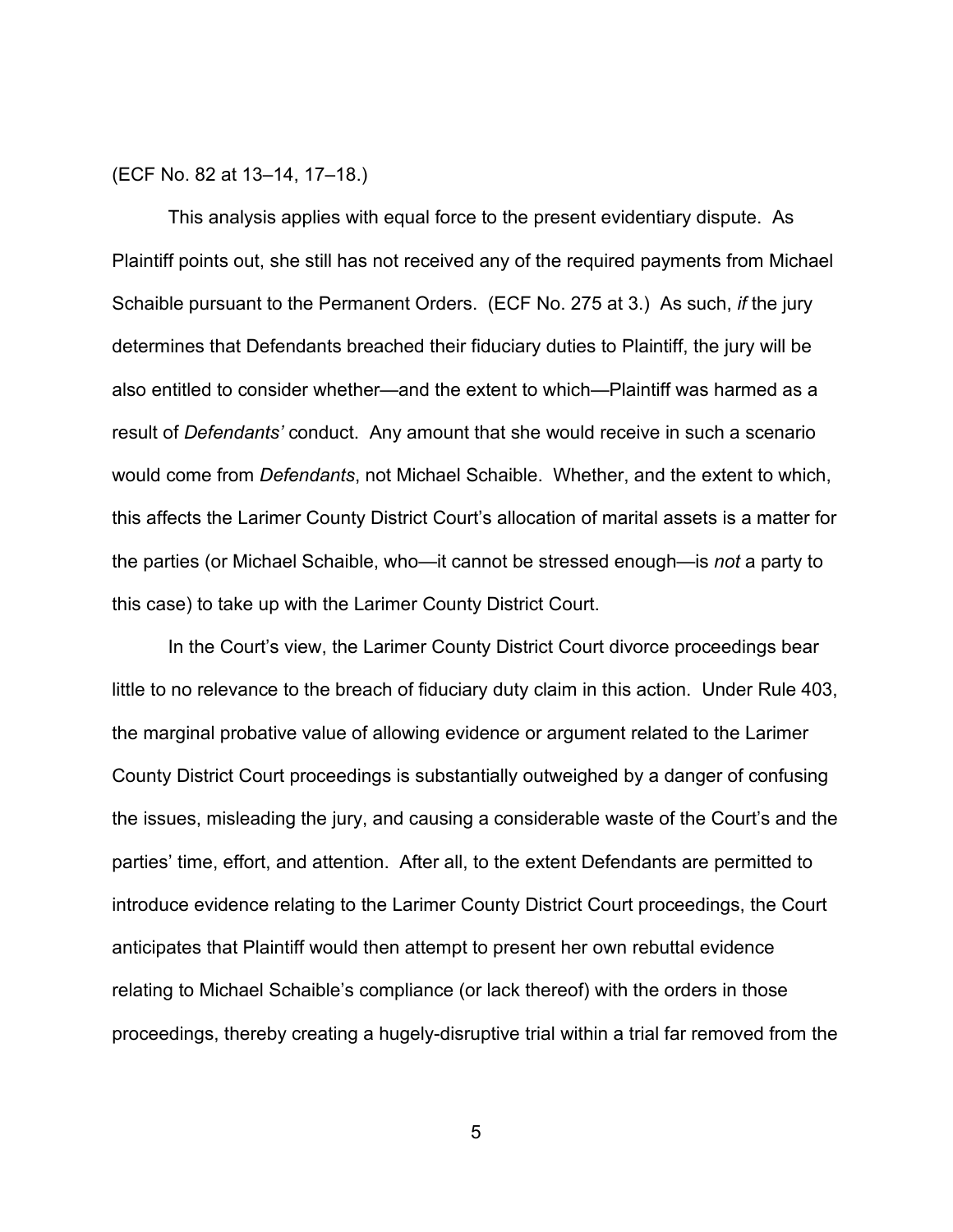(ECF No. 82 at 13–14, 17–18.)

This analysis applies with equal force to the present evidentiary dispute. As Plaintiff points out, she still has not received any of the required payments from Michael Schaible pursuant to the Permanent Orders. (ECF No. 275 at 3.) As such, *if* the jury determines that Defendants breached their fiduciary duties to Plaintiff, the jury will be also entitled to consider whether—and the extent to which—Plaintiff was harmed as a result of *Defendants'* conduct. Any amount that she would receive in such a scenario would come from *Defendants*, not Michael Schaible. Whether, and the extent to which, this affects the Larimer County District Court's allocation of marital assets is a matter for the parties (or Michael Schaible, who—it cannot be stressed enough—is *not* a party to this case) to take up with the Larimer County District Court.

In the Court's view, the Larimer County District Court divorce proceedings bear little to no relevance to the breach of fiduciary duty claim in this action. Under Rule 403, the marginal probative value of allowing evidence or argument related to the Larimer County District Court proceedings is substantially outweighed by a danger of confusing the issues, misleading the jury, and causing a considerable waste of the Court's and the parties' time, effort, and attention. After all, to the extent Defendants are permitted to introduce evidence relating to the Larimer County District Court proceedings, the Court anticipates that Plaintiff would then attempt to present her own rebuttal evidence relating to Michael Schaible's compliance (or lack thereof) with the orders in those proceedings, thereby creating a hugely-disruptive trial within a trial far removed from the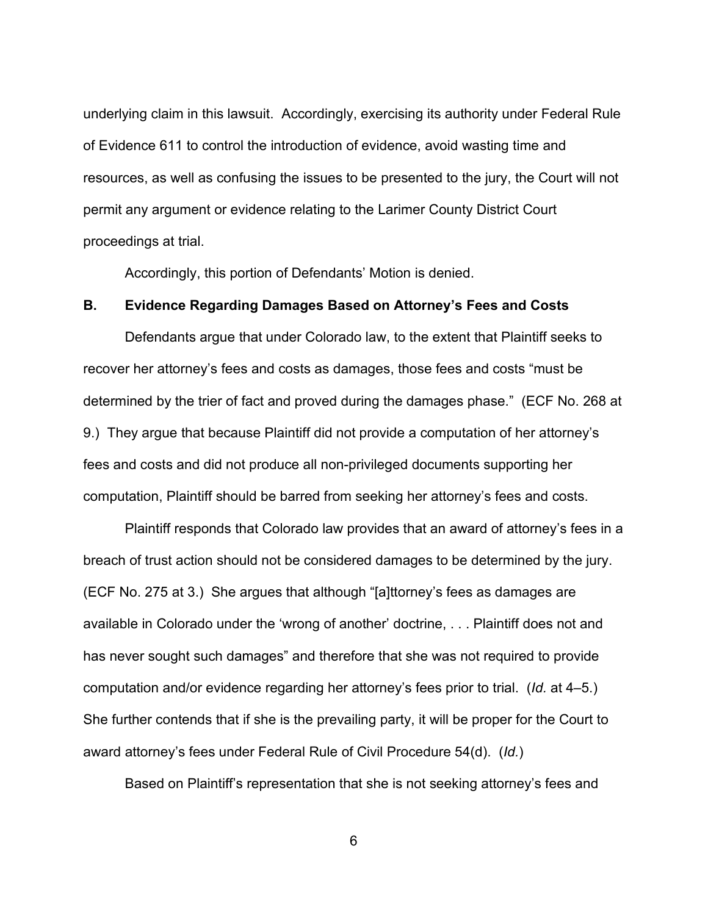underlying claim in this lawsuit. Accordingly, exercising its authority under Federal Rule of Evidence 611 to control the introduction of evidence, avoid wasting time and resources, as well as confusing the issues to be presented to the jury, the Court will not permit any argument or evidence relating to the Larimer County District Court proceedings at trial.

Accordingly, this portion of Defendants' Motion is denied.

### B. Evidence Regarding Damages Based on Attorney's Fees and Costs

Defendants argue that under Colorado law, to the extent that Plaintiff seeks to recover her attorney's fees and costs as damages, those fees and costs "must be determined by the trier of fact and proved during the damages phase." (ECF No. 268 at 9.) They argue that because Plaintiff did not provide a computation of her attorney's fees and costs and did not produce all non-privileged documents supporting her computation, Plaintiff should be barred from seeking her attorney's fees and costs.

Plaintiff responds that Colorado law provides that an award of attorney's fees in a breach of trust action should not be considered damages to be determined by the jury. (ECF No. 275 at 3.) She argues that although "[a]ttorney's fees as damages are available in Colorado under the 'wrong of another' doctrine, . . . Plaintiff does not and has never sought such damages" and therefore that she was not required to provide computation and/or evidence regarding her attorney's fees prior to trial. (*Id.* at 4–5.) She further contends that if she is the prevailing party, it will be proper for the Court to award attorney's fees under Federal Rule of Civil Procedure 54(d). (*Id.*)

Based on Plaintiff's representation that she is not seeking attorney's fees and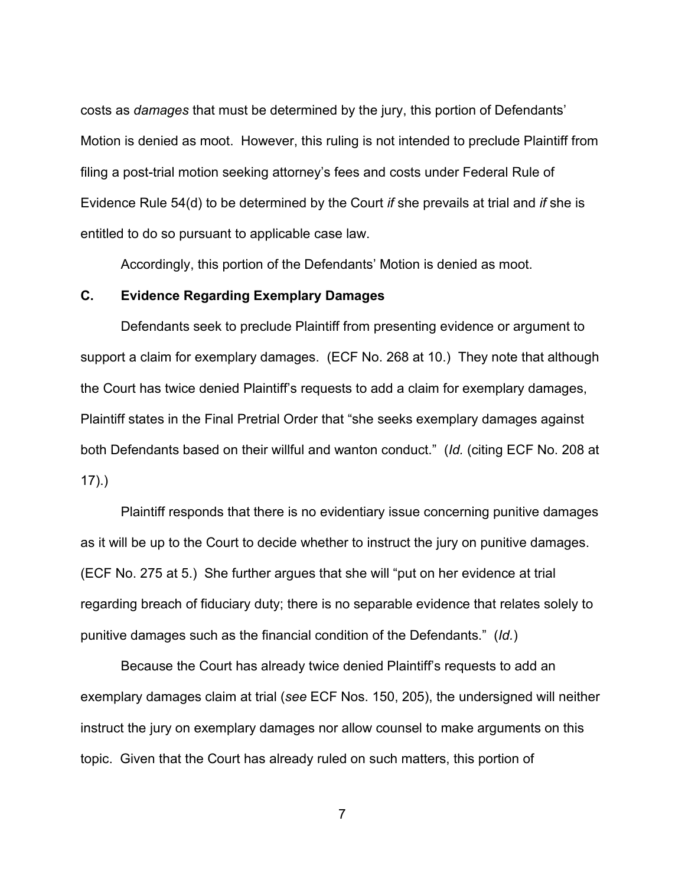costs as *damages* that must be determined by the jury, this portion of Defendants' Motion is denied as moot. However, this ruling is not intended to preclude Plaintiff from filing a post-trial motion seeking attorney's fees and costs under Federal Rule of Evidence Rule 54(d) to be determined by the Court *if* she prevails at trial and *if* she is entitled to do so pursuant to applicable case law.

Accordingly, this portion of the Defendants' Motion is denied as moot.

**C. Evidence Regarding Exemplary Damages**

Defendants seek to preclude Plaintiff from presenting evidence or argument to support a claim for exemplary damages. (ECF No. 268 at 10.) They note that although the Court has twice denied Plaintiff's requests to add a claim for exemplary damages, Plaintiff states in the Final Pretrial Order that "she seeks exemplary damages against both Defendants based on their willful and wanton conduct." (*Id.* (citing ECF No. 208 at 17).)

Plaintiff responds that there is no evidentiary issue concerning punitive damages as it will be up to the Court to decide whether to instruct the jury on punitive damages. (ECF No. 275 at 5.) She further argues that she will "put on her evidence at trial regarding breach of fiduciary duty; there is no separable evidence that relates solely to punitive damages such as the financial condition of the Defendants." (*Id.*)

Because the Court has already twice denied Plaintiff's requests to add an exemplary damages claim at trial (*see* ECF Nos. 150, 205), the undersigned will neither instruct the jury on exemplary damages nor allow counsel to make arguments on this topic. Given that the Court has already ruled on such matters, this portion of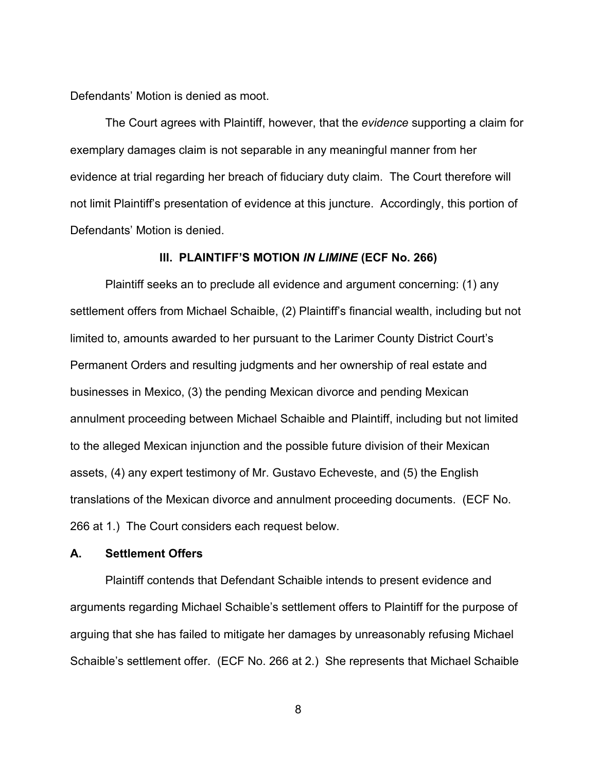Defendants' Motion is denied as moot.

The Court agrees with Plaintiff, however, that the *evidence* supporting a claim for exemplary damages claim is not separable in any meaningful manner from her evidence at trial regarding her breach of fiduciary duty claim. The Court therefore will not limit Plaintiff's presentation of evidence at this juncture. Accordingly, this portion of Defendants' Motion is denied.

## III. PLAINTIFF'S MOTION *IN LIMINE* (ECF No. 266)

Plaintiff seeks an to preclude all evidence and argument concerning: (1) any settlement offers from Michael Schaible, (2) Plaintiff's financial wealth, including but not limited to, amounts awarded to her pursuant to the Larimer County District Court's Permanent Orders and resulting judgments and her ownership of real estate and businesses in Mexico, (3) the pending Mexican divorce and pending Mexican annulment proceeding between Michael Schaible and Plaintiff, including but not limited to the alleged Mexican injunction and the possible future division of their Mexican assets, (4) any expert testimony of Mr. Gustavo Echeveste, and (5) the English translations of the Mexican divorce and annulment proceeding documents. (ECF No. 266 at 1.) The Court considers each request below.

### A. Settlement Offers

Plaintiff contends that Defendant Schaible intends to present evidence and arguments regarding Michael Schaible's settlement offers to Plaintiff for the purpose of arguing that she has failed to mitigate her damages by unreasonably refusing Michael Schaible's settlement offer. (ECF No. 266 at 2.) She represents that Michael Schaible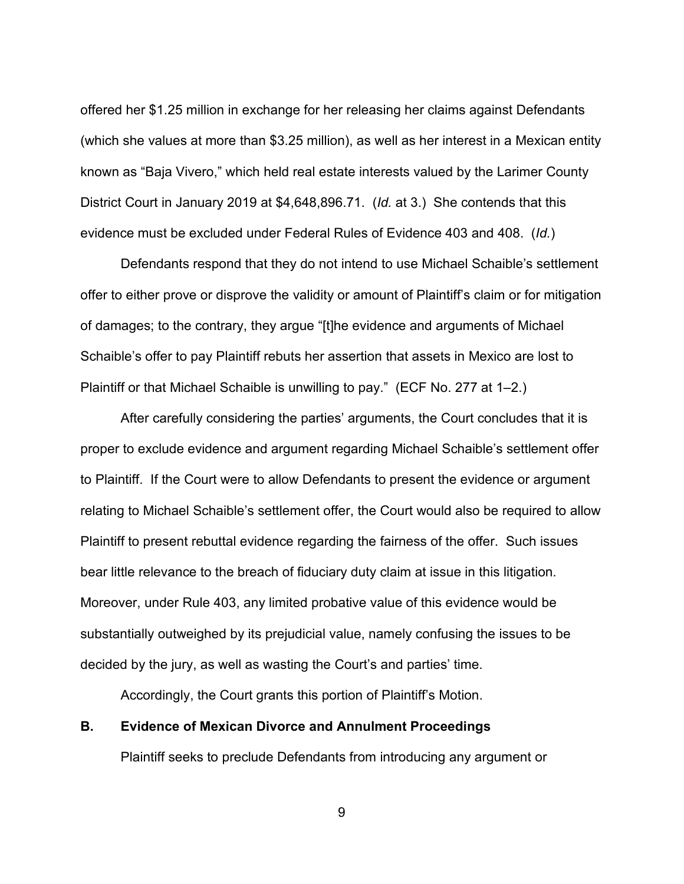offered her $1.25 million in exchange for her releasing her claims against Defendants (which she values at more than $3.25 million), as well as her interest in a Mexican entity known as "Baja Vivero," which held real estate interests valued by the Larimer County District Court in January 2019 at $4,648,896.71. (*Id.* at 3.) She contends that this evidence must be excluded under Federal Rules of Evidence 403 and 408. (*Id.*)

Defendants respond that they do not intend to use Michael Schaible's settlement offer to either prove or disprove the validity or amount of Plaintiff's claim or for mitigation of damages; to the contrary, they argue "[t]he evidence and arguments of Michael Schaible's offer to pay Plaintiff rebuts her assertion that assets in Mexico are lost to Plaintiff or that Michael Schaible is unwilling to pay." (ECF No. 277 at 1–2.)

After carefully considering the parties' arguments, the Court concludes that it is proper to exclude evidence and argument regarding Michael Schaible's settlement offer to Plaintiff. If the Court were to allow Defendants to present the evidence or argument relating to Michael Schaible's settlement offer, the Court would also be required to allow Plaintiff to present rebuttal evidence regarding the fairness of the offer. Such issues bear little relevance to the breach of fiduciary duty claim at issue in this litigation. Moreover, under Rule 403, any limited probative value of this evidence would be substantially outweighed by its prejudicial value, namely confusing the issues to be decided by the jury, as well as wasting the Court's and parties' time.

Accordingly, the Court grants this portion of Plaintiff's Motion.

### B. Evidence of Mexican Divorce and Annulment Proceedings

Plaintiff seeks to preclude Defendants from introducing any argument or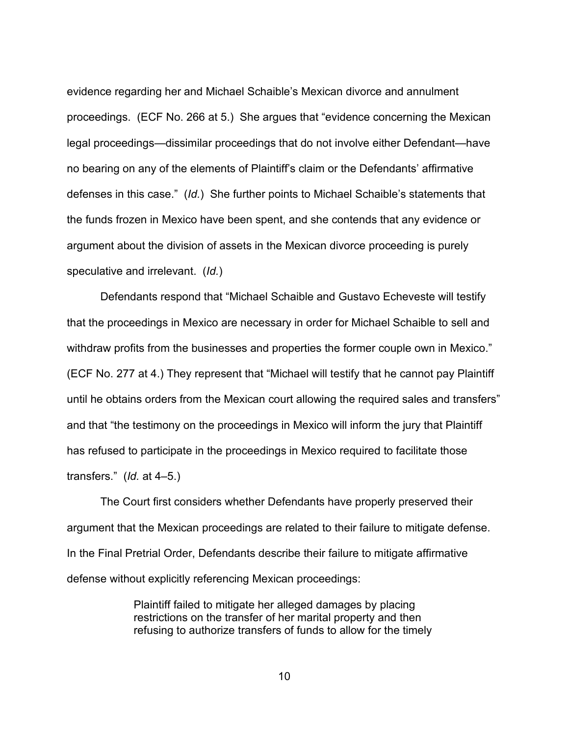evidence regarding her and Michael Schaible's Mexican divorce and annulment proceedings. (ECF No. 266 at 5.) She argues that "evidence concerning the Mexican legal proceedings—dissimilar proceedings that do not involve either Defendant—have no bearing on any of the elements of Plaintiff's claim or the Defendants' affirmative defenses in this case." (*Id.*) She further points to Michael Schaible's statements that the funds frozen in Mexico have been spent, and she contends that any evidence or argument about the division of assets in the Mexican divorce proceeding is purely speculative and irrelevant. (*Id.*)

Defendants respond that "Michael Schaible and Gustavo Echeveste will testify that the proceedings in Mexico are necessary in order for Michael Schaible to sell and withdraw profits from the businesses and properties the former couple own in Mexico." (ECF No. 277 at 4.) They represent that "Michael will testify that he cannot pay Plaintiff until he obtains orders from the Mexican court allowing the required sales and transfers" and that "the testimony on the proceedings in Mexico will inform the jury that Plaintiff has refused to participate in the proceedings in Mexico required to facilitate those transfers." (*Id.* at 4–5.)

The Court first considers whether Defendants have properly preserved their argument that the Mexican proceedings are related to their failure to mitigate defense. In the Final Pretrial Order, Defendants describe their failure to mitigate affirmative defense without explicitly referencing Mexican proceedings:

> Plaintiff failed to mitigate her alleged damages by placing restrictions on the transfer of her marital property and then refusing to authorize transfers of funds to allow for the timely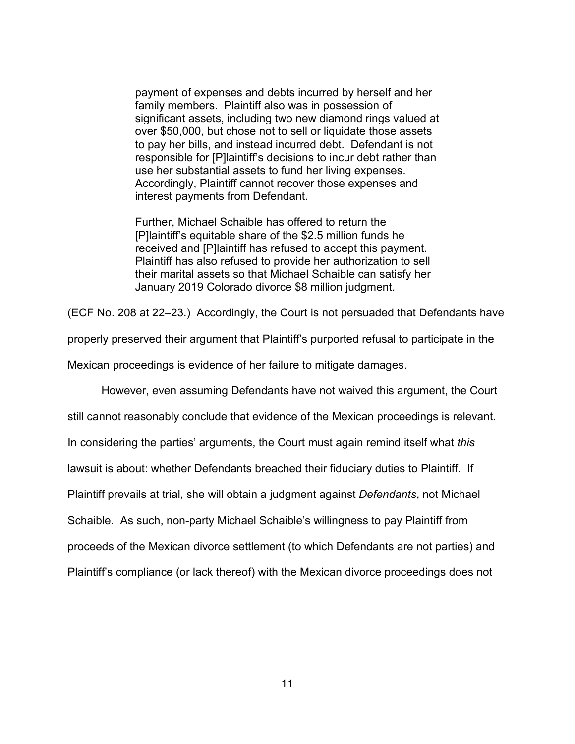> payment of expenses and debts incurred by herself and her family members. Plaintiff also was in possession of significant assets, including two new diamond rings valued at over $50,000, but chose not to sell or liquidate those assets to pay her bills, and instead incurred debt. Defendant is not responsible for [P]laintiff's decisions to incur debt rather than use her substantial assets to fund her living expenses. Accordingly, Plaintiff cannot recover those expenses and interest payments from Defendant.
>
> Further, Michael Schaible has offered to return the [P]laintiff's equitable share of the $2.5 million funds he received and [P]laintiff has refused to accept this payment. Plaintiff has also refused to provide her authorization to sell their marital assets so that Michael Schaible can satisfy her January 2019 Colorado divorce $8 million judgment.

(ECF No. 208 at 22–23.) Accordingly, the Court is not persuaded that Defendants have properly preserved their argument that Plaintiff's purported refusal to participate in the Mexican proceedings is evidence of her failure to mitigate damages.

However, even assuming Defendants have not waived this argument, the Court still cannot reasonably conclude that evidence of the Mexican proceedings is relevant. In considering the parties' arguments, the Court must again remind itself what *this* lawsuit is about: whether Defendants breached their fiduciary duties to Plaintiff. If Plaintiff prevails at trial, she will obtain a judgment against *Defendants*, not Michael Schaible. As such, non-party Michael Schaible's willingness to pay Plaintiff from proceeds of the Mexican divorce settlement (to which Defendants are not parties) and Plaintiff's compliance (or lack thereof) with the Mexican divorce proceedings does not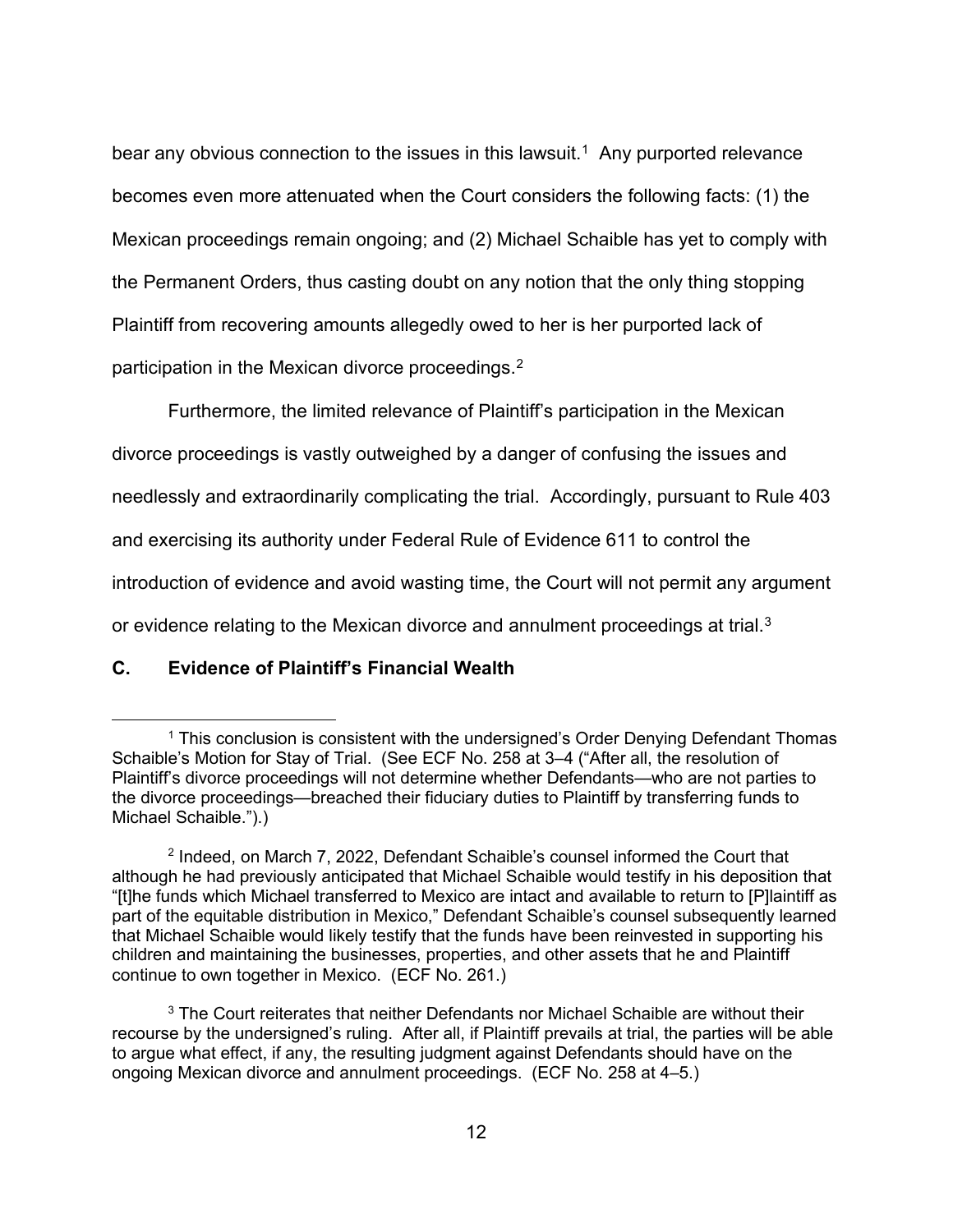bear any obvious connection to the issues in this lawsuit.[1] Any purported relevance becomes even more attenuated when the Court considers the following facts: (1) the Mexican proceedings remain ongoing; and (2) Michael Schaible has yet to comply with the Permanent Orders, thus casting doubt on any notion that the only thing stopping Plaintiff from recovering amounts allegedly owed to her is her purported lack of participation in the Mexican divorce proceedings.[2]

Furthermore, the limited relevance of Plaintiff's participation in the Mexican divorce proceedings is vastly outweighed by a danger of confusing the issues and needlessly and extraordinarily complicating the trial. Accordingly, pursuant to Rule 403 and exercising its authority under Federal Rule of Evidence 611 to control the introduction of evidence and avoid wasting time, the Court will not permit any argument or evidence relating to the Mexican divorce and annulment proceedings at trial.[3]

### C. Evidence of Plaintiff's Financial Wealth

---

[1] This conclusion is consistent with the undersigned's Order Denying Defendant Thomas Schaible's Motion for Stay of Trial. (See ECF No. 258 at 3–4 ("After all, the resolution of Plaintiff's divorce proceedings will not determine whether Defendants—who are not parties to the divorce proceedings—breached their fiduciary duties to Plaintiff by transferring funds to Michael Schaible.").)

[2] Indeed, on March 7, 2022, Defendant Schaible's counsel informed the Court that although he had previously anticipated that Michael Schaible would testify in his deposition that "[t]he funds which Michael transferred to Mexico are intact and available to return to [P]laintiff as part of the equitable distribution in Mexico," Defendant Schaible's counsel subsequently learned that Michael Schaible would likely testify that the funds have been reinvested in supporting his children and maintaining the businesses, properties, and other assets that he and Plaintiff continue to own together in Mexico. (ECF No. 261.)

[3] The Court reiterates that neither Defendants nor Michael Schaible are without their recourse by the undersigned's ruling. After all, if Plaintiff prevails at trial, the parties will be able to argue what effect, if any, the resulting judgment against Defendants should have on the ongoing Mexican divorce and annulment proceedings. (ECF No. 258 at 4–5.)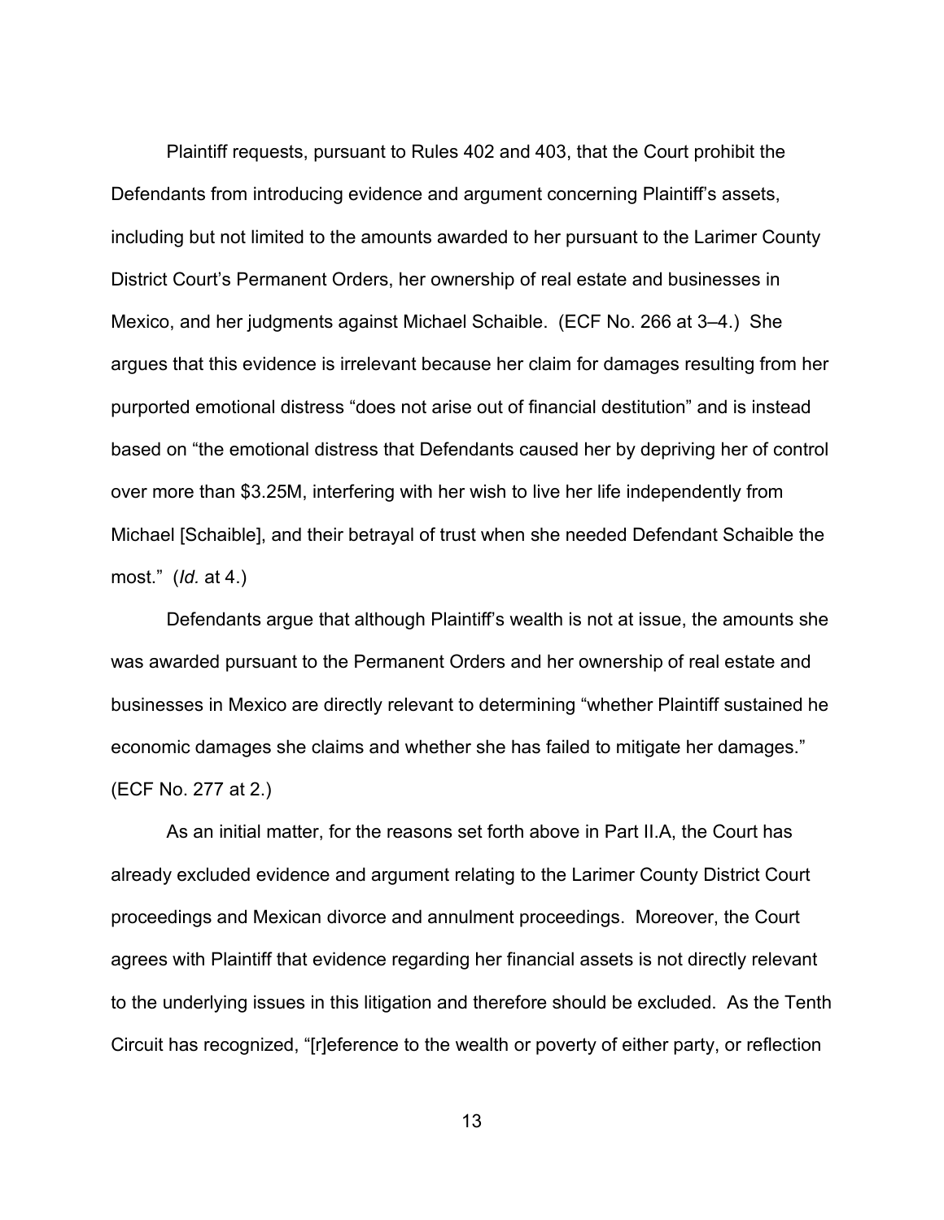Plaintiff requests, pursuant to Rules 402 and 403, that the Court prohibit the Defendants from introducing evidence and argument concerning Plaintiff's assets, including but not limited to the amounts awarded to her pursuant to the Larimer County District Court's Permanent Orders, her ownership of real estate and businesses in Mexico, and her judgments against Michael Schaible. (ECF No. 266 at 3–4.) She argues that this evidence is irrelevant because her claim for damages resulting from her purported emotional distress "does not arise out of financial destitution" and is instead based on "the emotional distress that Defendants caused her by depriving her of control over more than $3.25M, interfering with her wish to live her life independently from Michael [Schaible], and their betrayal of trust when she needed Defendant Schaible the most." (*Id.* at 4.)

Defendants argue that although Plaintiff's wealth is not at issue, the amounts she was awarded pursuant to the Permanent Orders and her ownership of real estate and businesses in Mexico are directly relevant to determining "whether Plaintiff sustained he economic damages she claims and whether she has failed to mitigate her damages." (ECF No. 277 at 2.)

As an initial matter, for the reasons set forth above in Part II.A, the Court has already excluded evidence and argument relating to the Larimer County District Court proceedings and Mexican divorce and annulment proceedings. Moreover, the Court agrees with Plaintiff that evidence regarding her financial assets is not directly relevant to the underlying issues in this litigation and therefore should be excluded. As the Tenth Circuit has recognized, "[r]eference to the wealth or poverty of either party, or reflection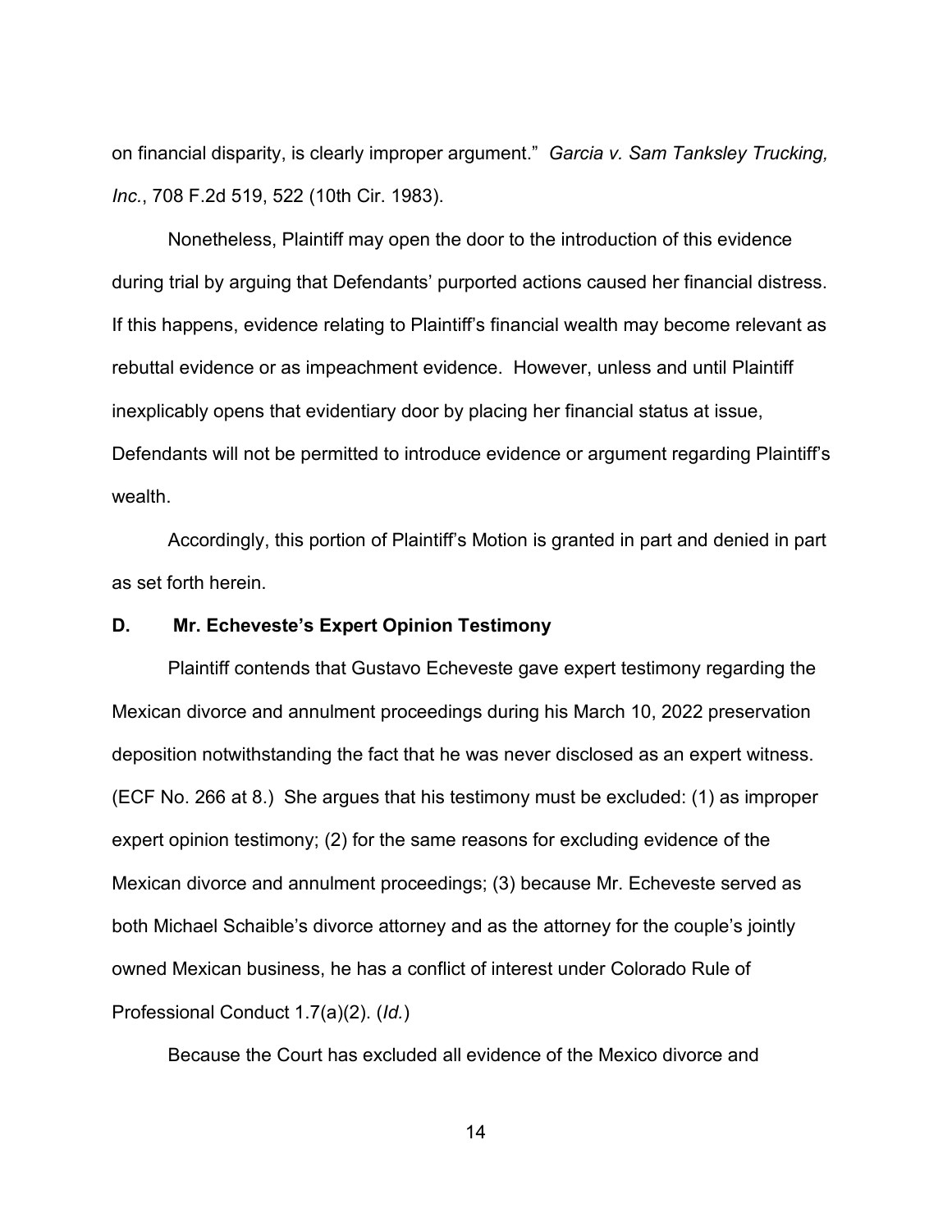on financial disparity, is clearly improper argument." *Garcia v. Sam Tanksley Trucking, Inc.*, 708 F.2d 519, 522 (10th Cir. 1983).

Nonetheless, Plaintiff may open the door to the introduction of this evidence during trial by arguing that Defendants' purported actions caused her financial distress. If this happens, evidence relating to Plaintiff's financial wealth may become relevant as rebuttal evidence or as impeachment evidence. However, unless and until Plaintiff inexplicably opens that evidentiary door by placing her financial status at issue, Defendants will not be permitted to introduce evidence or argument regarding Plaintiff's wealth.

Accordingly, this portion of Plaintiff's Motion is granted in part and denied in part as set forth herein.

### D. Mr. Echeveste's Expert Opinion Testimony

Plaintiff contends that Gustavo Echeveste gave expert testimony regarding the Mexican divorce and annulment proceedings during his March 10, 2022 preservation deposition notwithstanding the fact that he was never disclosed as an expert witness. (ECF No. 266 at 8.) She argues that his testimony must be excluded: (1) as improper expert opinion testimony; (2) for the same reasons for excluding evidence of the Mexican divorce and annulment proceedings; (3) because Mr. Echeveste served as both Michael Schaible's divorce attorney and as the attorney for the couple's jointly owned Mexican business, he has a conflict of interest under Colorado Rule of Professional Conduct 1.7(a)(2). (*Id.*)

Because the Court has excluded all evidence of the Mexico divorce and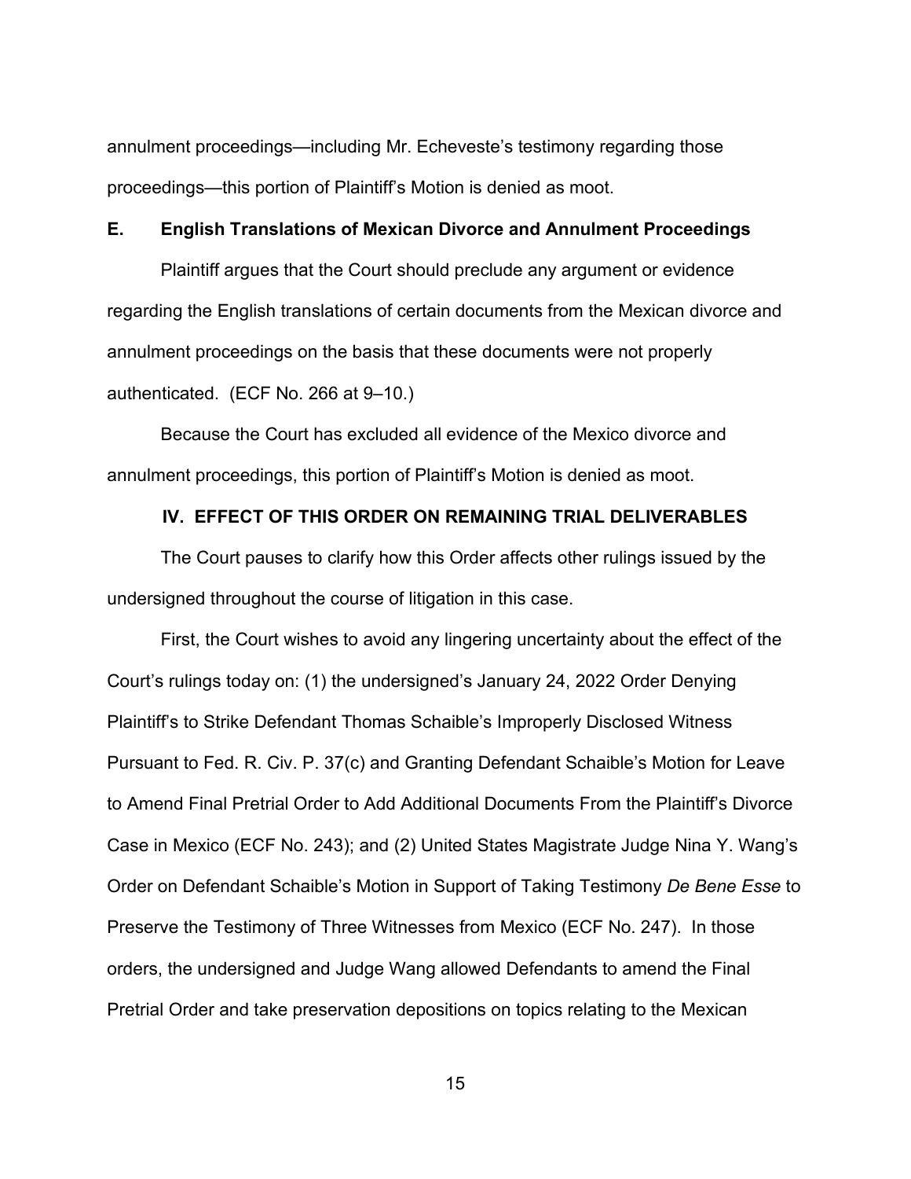annulment proceedings—including Mr. Echeveste's testimony regarding those proceedings—this portion of Plaintiff's Motion is denied as moot.

### E. English Translations of Mexican Divorce and Annulment Proceedings

Plaintiff argues that the Court should preclude any argument or evidence regarding the English translations of certain documents from the Mexican divorce and annulment proceedings on the basis that these documents were not properly authenticated. (ECF No. 266 at 9–10.)

Because the Court has excluded all evidence of the Mexico divorce and annulment proceedings, this portion of Plaintiff's Motion is denied as moot.

## IV. EFFECT OF THIS ORDER ON REMAINING TRIAL DELIVERABLES

The Court pauses to clarify how this Order affects other rulings issued by the undersigned throughout the course of litigation in this case.

First, the Court wishes to avoid any lingering uncertainty about the effect of the Court's rulings today on: (1) the undersigned's January 24, 2022 Order Denying Plaintiff's to Strike Defendant Thomas Schaible's Improperly Disclosed Witness Pursuant to Fed. R. Civ. P. 37(c) and Granting Defendant Schaible's Motion for Leave to Amend Final Pretrial Order to Add Additional Documents From the Plaintiff's Divorce Case in Mexico (ECF No. 243); and (2) United States Magistrate Judge Nina Y. Wang's Order on Defendant Schaible's Motion in Support of Taking Testimony *De Bene Esse* to Preserve the Testimony of Three Witnesses from Mexico (ECF No. 247). In those orders, the undersigned and Judge Wang allowed Defendants to amend the Final Pretrial Order and take preservation depositions on topics relating to the Mexican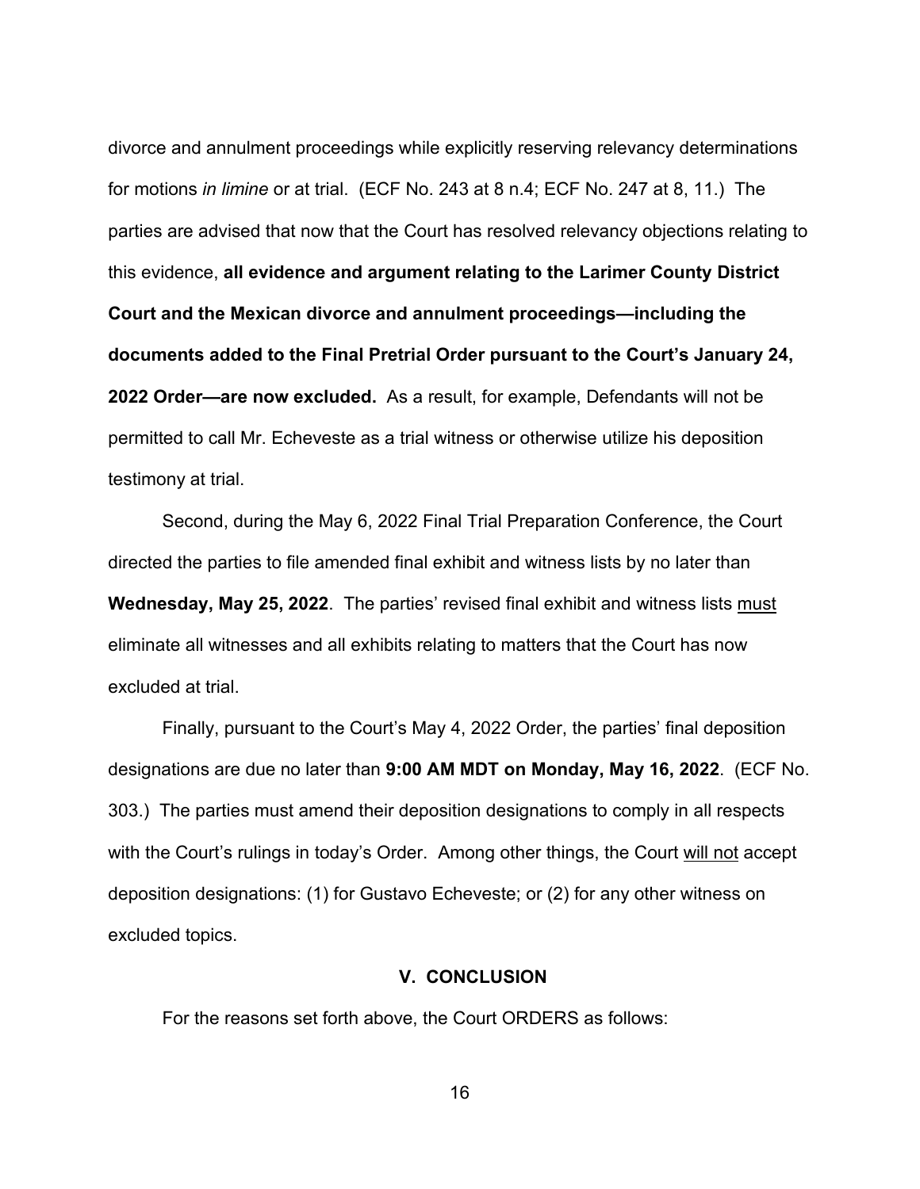divorce and annulment proceedings while explicitly reserving relevancy determinations for motions *in limine* or at trial. (ECF No. 243 at 8 n.4; ECF No. 247 at 8, 11.) The parties are advised that now that the Court has resolved relevancy objections relating to this evidence, **all evidence and argument relating to the Larimer County District Court and the Mexican divorce and annulment proceedings—including the documents added to the Final Pretrial Order pursuant to the Court's January 24, 2022 Order—are now excluded.** As a result, for example, Defendants will not be permitted to call Mr. Echeveste as a trial witness or otherwise utilize his deposition testimony at trial.

Second, during the May 6, 2022 Final Trial Preparation Conference, the Court directed the parties to file amended final exhibit and witness lists by no later than **Wednesday, May 25, 2022**. The parties' revised final exhibit and witness lists <u>must</u> eliminate all witnesses and all exhibits relating to matters that the Court has now excluded at trial.

Finally, pursuant to the Court's May 4, 2022 Order, the parties' final deposition designations are due no later than **9:00 AM MDT on Monday, May 16, 2022**. (ECF No. 303.) The parties must amend their deposition designations to comply in all respects with the Court's rulings in today's Order. Among other things, the Court <u>will not</u> accept deposition designations: (1) for Gustavo Echeveste; or (2) for any other witness on excluded topics.

## V. CONCLUSION

For the reasons set forth above, the Court ORDERS as follows: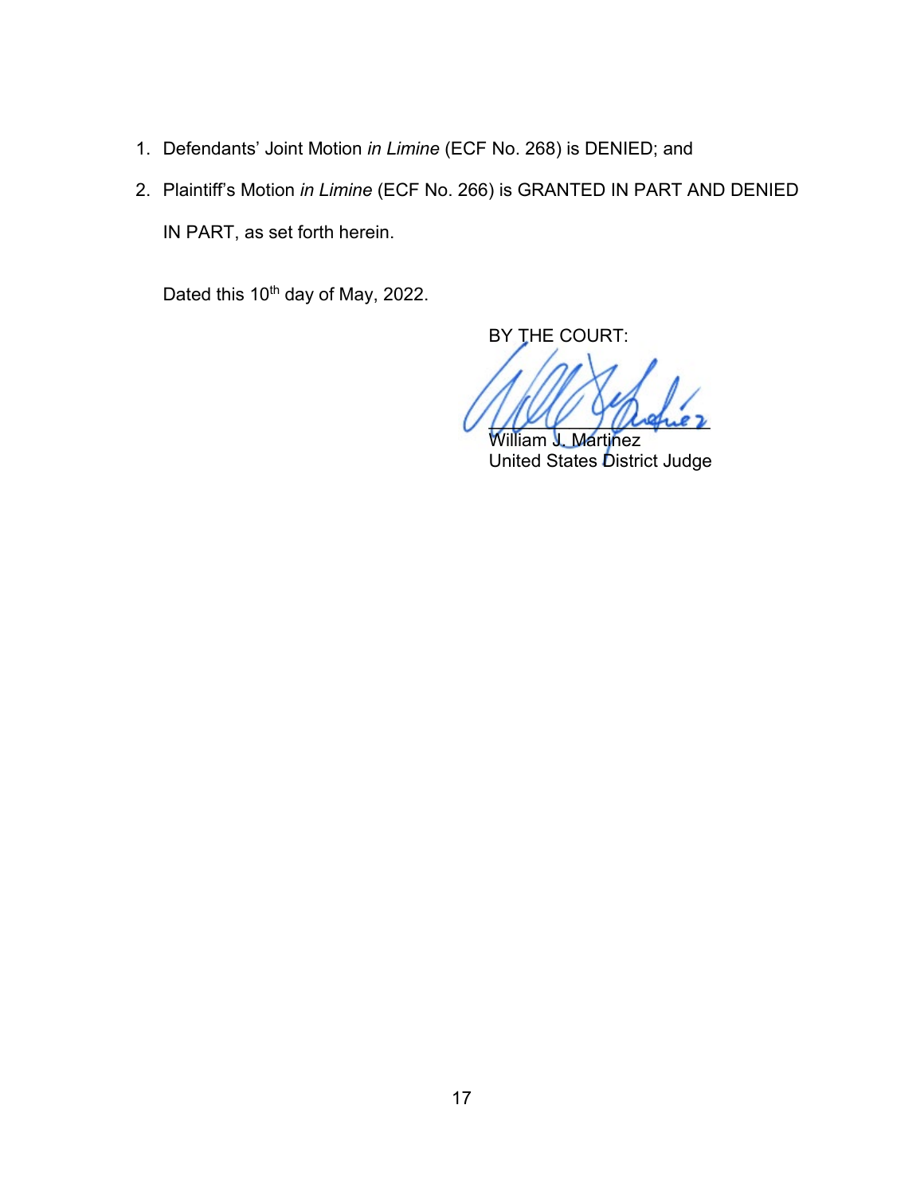1. Defendants' Joint Motion *in Limine* (ECF No. 268) is DENIED; and
2. Plaintiff's Motion *in Limine* (ECF No. 266) is GRANTED IN PART AND DENIED IN PART, as set forth herein.

Dated this 10th day of May, 2022.

BY THE COURT:

William J. Martinez
United States District Judge